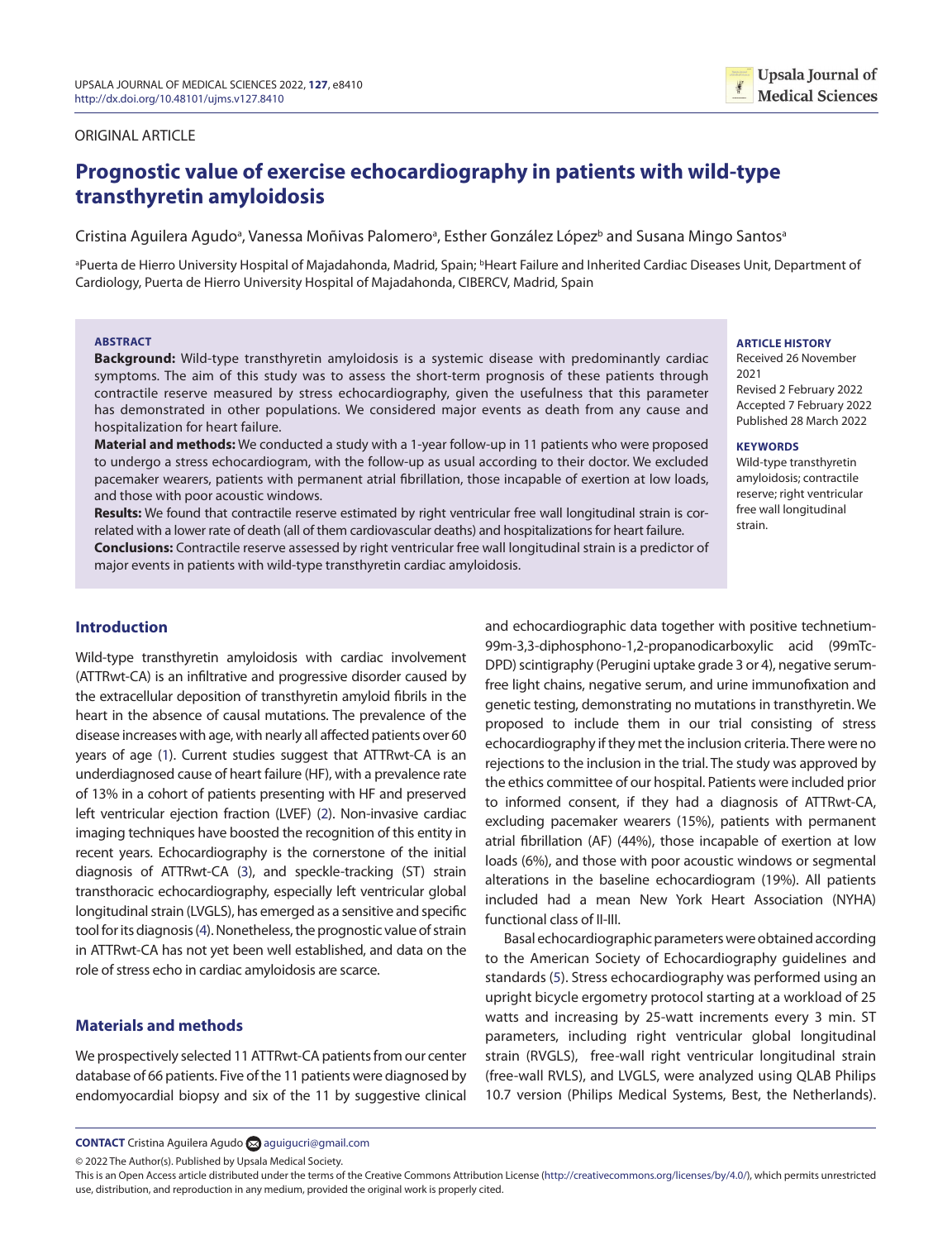ORIGINAL ARTICLE

# Prognostic value of exercise echocardiography in patients with wild-type transthyretin amyloidosis

Cristina Aguilera Agudo[a], Vanessa Moñivas Palomero[a], Esther González López[b] and Susana Mingo Santos[a]

[a]Puerta de Hierro University Hospital of Majadahonda, Madrid, Spain; [b]Heart Failure and Inherited Cardiac Diseases Unit, Department of Cardiology, Puerta de Hierro University Hospital of Majadahonda, CIBERCV, Madrid, Spain

**ABSTRACT**

**Background:** Wild-type transthyretin amyloidosis is a systemic disease with predominantly cardiac symptoms. The aim of this study was to assess the short-term prognosis of these patients through contractile reserve measured by stress echocardiography, given the usefulness that this parameter has demonstrated in other populations. We considered major events as death from any cause and hospitalization for heart failure.

**Material and methods:** We conducted a study with a 1-year follow-up in 11 patients who were proposed to undergo a stress echocardiogram, with the follow-up as usual according to their doctor. We excluded pacemaker wearers, patients with permanent atrial fibrillation, those incapable of exertion at low loads, and those with poor acoustic windows.

**Results:** We found that contractile reserve estimated by right ventricular free wall longitudinal strain is correlated with a lower rate of death (all of them cardiovascular deaths) and hospitalizations for heart failure.

**Conclusions:** Contractile reserve assessed by right ventricular free wall longitudinal strain is a predictor of major events in patients with wild-type transthyretin cardiac amyloidosis.

**ARTICLE HISTORY**
Received 26 November 2021
Revised 2 February 2022
Accepted 7 February 2022
Published 28 March 2022

**KEYWORDS**
Wild-type transthyretin amyloidosis; contractile reserve; right ventricular free wall longitudinal strain.

## Introduction

Wild-type transthyretin amyloidosis with cardiac involvement (ATTRwt-CA) is an infiltrative and progressive disorder caused by the extracellular deposition of transthyretin amyloid fibrils in the heart in the absence of causal mutations. The prevalence of the disease increases with age, with nearly all affected patients over 60 years of age (1). Current studies suggest that ATTRwt-CA is an underdiagnosed cause of heart failure (HF), with a prevalence rate of 13% in a cohort of patients presenting with HF and preserved left ventricular ejection fraction (LVEF) (2). Non-invasive cardiac imaging techniques have boosted the recognition of this entity in recent years. Echocardiography is the cornerstone of the initial diagnosis of ATTRwt-CA (3), and speckle-tracking (ST) strain transthoracic echocardiography, especially left ventricular global longitudinal strain (LVGLS), has emerged as a sensitive and specific tool for its diagnosis (4). Nonetheless, the prognostic value of strain in ATTRwt-CA has not yet been well established, and data on the role of stress echo in cardiac amyloidosis are scarce.

## Materials and methods

We prospectively selected 11 ATTRwt-CA patients from our center database of 66 patients. Five of the 11 patients were diagnosed by endomyocardial biopsy and six of the 11 by suggestive clinical and echocardiographic data together with positive technetium-99m-3,3-diphosphono-1,2-propanodicarboxylic acid (99mTc-DPD) scintigraphy (Perugini uptake grade 3 or 4), negative serum-free light chains, negative serum, and urine immunofixation and genetic testing, demonstrating no mutations in transthyretin. We proposed to include them in our trial consisting of stress echocardiography if they met the inclusion criteria. There were no rejections to the inclusion in the trial. The study was approved by the ethics committee of our hospital. Patients were included prior to informed consent, if they had a diagnosis of ATTRwt-CA, excluding pacemaker wearers (15%), patients with permanent atrial fibrillation (AF) (44%), those incapable of exertion at low loads (6%), and those with poor acoustic windows or segmental alterations in the baseline echocardiogram (19%). All patients included had a mean New York Heart Association (NYHA) functional class of II-III.

Basal echocardiographic parameters were obtained according to the American Society of Echocardiography guidelines and standards (5). Stress echocardiography was performed using an upright bicycle ergometry protocol starting at a workload of 25 watts and increasing by 25-watt increments every 3 min. ST parameters, including right ventricular global longitudinal strain (RVGLS), free-wall right ventricular longitudinal strain (free-wall RVLS), and LVGLS, were analyzed using QLAB Philips 10.7 version (Philips Medical Systems, Best, the Netherlands).

**CONTACT** Cristina Aguilera Agudo aguigucri@gmail.com

© 2022 The Author(s). Published by Upsala Medical Society.
This is an Open Access article distributed under the terms of the Creative Commons Attribution License (http://creativecommons.org/licenses/by/4.0/), which permits unrestricted use, distribution, and reproduction in any medium, provided the original work is properly cited.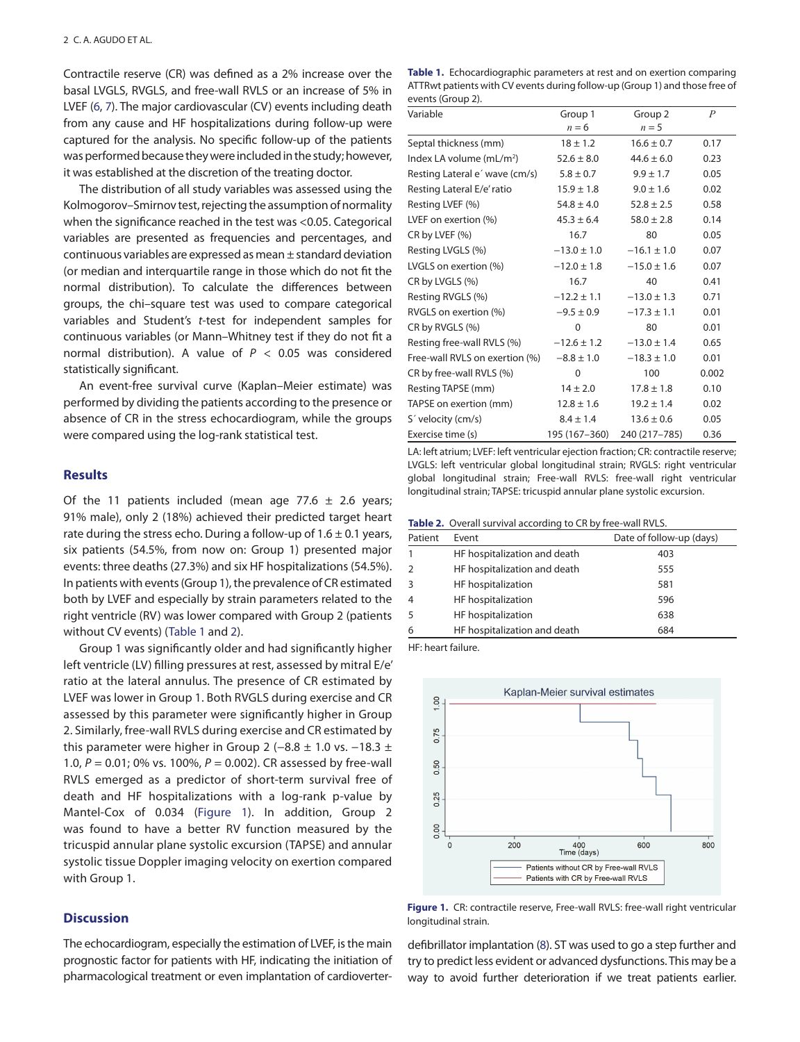Contractile reserve (CR) was defined as a 2% increase over the basal LVGLS, RVGLS, and free-wall RVLS or an increase of 5% in LVEF (6, 7). The major cardiovascular (CV) events including death from any cause and HF hospitalizations during follow-up were captured for the analysis. No specific follow-up of the patients was performed because they were included in the study; however, it was established at the discretion of the treating doctor.

The distribution of all study variables was assessed using the Kolmogorov–Smirnov test, rejecting the assumption of normality when the significance reached in the test was <0.05. Categorical variables are presented as frequencies and percentages, and continuous variables are expressed as mean ± standard deviation (or median and interquartile range in those which do not fit the normal distribution). To calculate the differences between groups, the chi–square test was used to compare categorical variables and Student's *t*-test for independent samples for continuous variables (or Mann–Whitney test if they do not fit a normal distribution). A value of $P < 0.05$ was considered statistically significant.

An event-free survival curve (Kaplan–Meier estimate) was performed by dividing the patients according to the presence or absence of CR in the stress echocardiogram, while the groups were compared using the log-rank statistical test.

## Results

Of the 11 patients included (mean age 77.6 ± 2.6 years; 91% male), only 2 (18%) achieved their predicted target heart rate during the stress echo. During a follow-up of 1.6 ± 0.1 years, six patients (54.5%, from now on: Group 1) presented major events: three deaths (27.3%) and six HF hospitalizations (54.5%). In patients with events (Group 1), the prevalence of CR estimated both by LVEF and especially by strain parameters related to the right ventricle (RV) was lower compared with Group 2 (patients without CV events) (Table 1 and 2).

Group 1 was significantly older and had significantly higher left ventricle (LV) filling pressures at rest, assessed by mitral E/e' ratio at the lateral annulus. The presence of CR estimated by LVEF was lower in Group 1. Both RVGLS during exercise and CR assessed by this parameter were significantly higher in Group 2. Similarly, free-wall RVLS during exercise and CR estimated by this parameter were higher in Group 2 (−8.8 ± 1.0 vs. −18.3 ± 1.0, $P = 0.01$; 0% vs. 100%, $P = 0.002$). CR assessed by free-wall RVLS emerged as a predictor of short-term survival free of death and HF hospitalizations with a log-rank p-value by Mantel-Cox of 0.034 (Figure 1). In addition, Group 2 was found to have a better RV function measured by the tricuspid annular plane systolic excursion (TAPSE) and annular systolic tissue Doppler imaging velocity on exertion compared with Group 1.

**Table 1.** Echocardiographic parameters at rest and on exertion comparing ATTRwt patients with CV events during follow-up (Group 1) and those free of events (Group 2).

| Variable | Group 1 $n = 6$ | Group 2 $n = 5$ | *P* |
|---|---|---|---|
| Septal thickness (mm) | 18 ± 1.2 | 16.6 ± 0.7 | 0.17 |
| Index LA volume (mL/m²) | 52.6 ± 8.0 | 44.6 ± 6.0 | 0.23 |
| Resting Lateral e´ wave (cm/s) | 5.8 ± 0.7 | 9.9 ± 1.7 | 0.05 |
| Resting Lateral E/e' ratio | 15.9 ± 1.8 | 9.0 ± 1.6 | 0.02 |
| Resting LVEF (%) | 54.8 ± 4.0 | 52.8 ± 2.5 | 0.58 |
| LVEF on exertion (%) | 45.3 ± 6.4 | 58.0 ± 2.8 | 0.14 |
| CR by LVEF (%) | 16.7 | 80 | 0.05 |
| Resting LVGLS (%) | −13.0 ± 1.0 | −16.1 ± 1.0 | 0.07 |
| LVGLS on exertion (%) | −12.0 ± 1.8 | −15.0 ± 1.6 | 0.07 |
| CR by LVGLS (%) | 16.7 | 40 | 0.41 |
| Resting RVGLS (%) | −12.2 ± 1.1 | −13.0 ± 1.3 | 0.71 |
| RVGLS on exertion (%) | −9.5 ± 0.9 | −17.3 ± 1.1 | 0.01 |
| CR by RVGLS (%) | 0 | 80 | 0.01 |
| Resting free-wall RVLS (%) | −12.6 ± 1.2 | −13.0 ± 1.4 | 0.65 |
| Free-wall RVLS on exertion (%) | −8.8 ± 1.0 | −18.3 ± 1.0 | 0.01 |
| CR by free-wall RVLS (%) | 0 | 100 | 0.002 |
| Resting TAPSE (mm) | 14 ± 2.0 | 17.8 ± 1.8 | 0.10 |
| TAPSE on exertion (mm) | 12.8 ± 1.6 | 19.2 ± 1.4 | 0.02 |
| S´ velocity (cm/s) | 8.4 ± 1.4 | 13.6 ± 0.6 | 0.05 |
| Exercise time (s) | 195 (167–360) | 240 (217–785) | 0.36 |

LA: left atrium; LVEF: left ventricular ejection fraction; CR: contractile reserve; LVGLS: left ventricular global longitudinal strain; RVGLS: right ventricular global longitudinal strain; Free-wall RVLS: free-wall right ventricular longitudinal strain; TAPSE: tricuspid annular plane systolic excursion.

**Table 2.** Overall survival according to CR by free-wall RVLS.

| Patient | Event | Date of follow-up (days) |
|---|---|---|
| 1 | HF hospitalization and death | 403 |
| 2 | HF hospitalization and death | 555 |
| 3 | HF hospitalization | 581 |
| 4 | HF hospitalization | 596 |
| 5 | HF hospitalization | 638 |
| 6 | HF hospitalization and death | 684 |

HF: heart failure.

**Figure 1.** CR: contractile reserve, Free-wall RVLS: free-wall right ventricular longitudinal strain.

## Discussion

The echocardiogram, especially the estimation of LVEF, is the main prognostic factor for patients with HF, indicating the initiation of pharmacological treatment or even implantation of cardioverter-defibrillator implantation (8). ST was used to go a step further and try to predict less evident or advanced dysfunctions. This may be a way to avoid further deterioration if we treat patients earlier.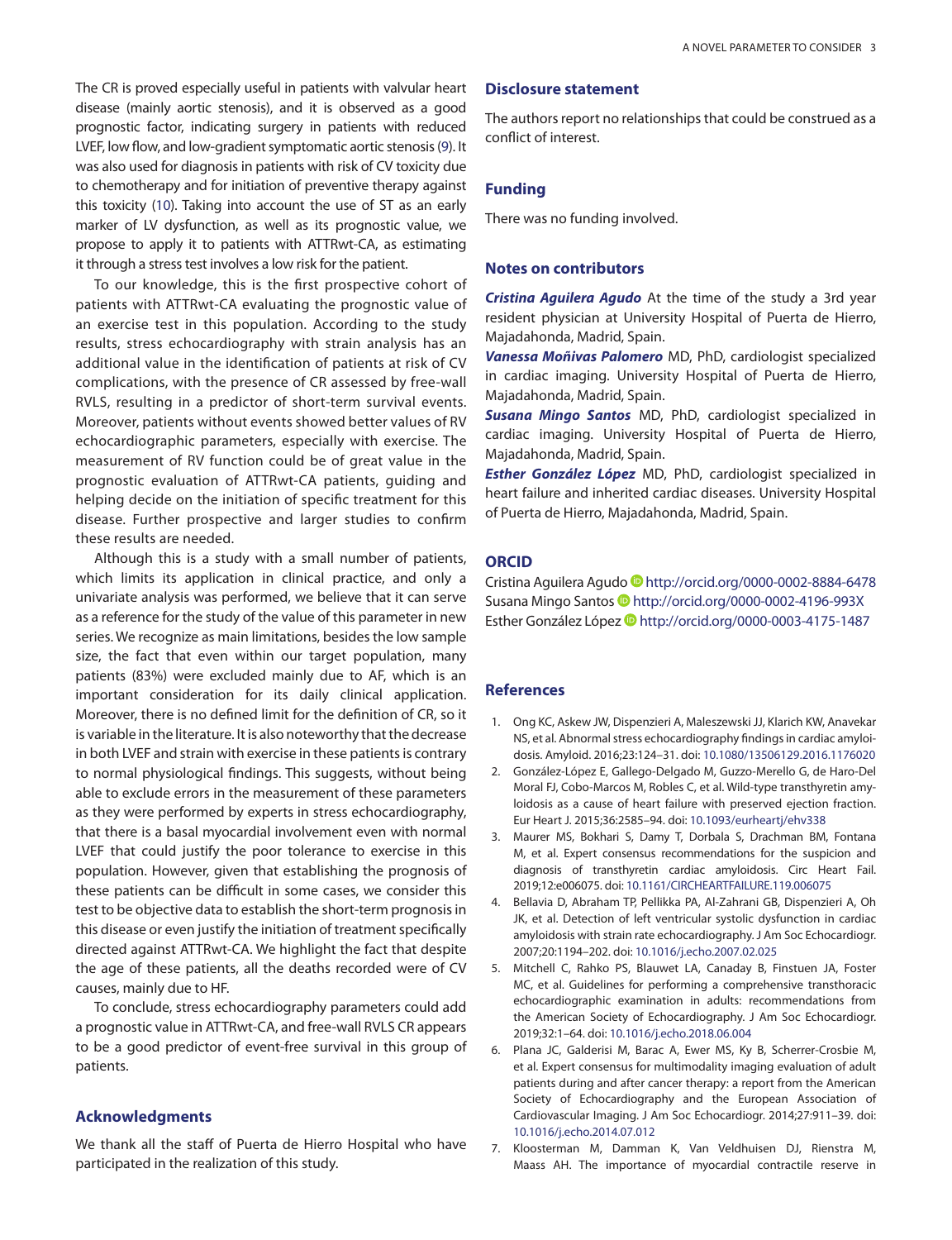The CR is proved especially useful in patients with valvular heart disease (mainly aortic stenosis), and it is observed as a good prognostic factor, indicating surgery in patients with reduced LVEF, low flow, and low-gradient symptomatic aortic stenosis (9). It was also used for diagnosis in patients with risk of CV toxicity due to chemotherapy and for initiation of preventive therapy against this toxicity (10). Taking into account the use of ST as an early marker of LV dysfunction, as well as its prognostic value, we propose to apply it to patients with ATTRwt-CA, as estimating it through a stress test involves a low risk for the patient.

To our knowledge, this is the first prospective cohort of patients with ATTRwt-CA evaluating the prognostic value of an exercise test in this population. According to the study results, stress echocardiography with strain analysis has an additional value in the identification of patients at risk of CV complications, with the presence of CR assessed by free-wall RVLS, resulting in a predictor of short-term survival events. Moreover, patients without events showed better values of RV echocardiographic parameters, especially with exercise. The measurement of RV function could be of great value in the prognostic evaluation of ATTRwt-CA patients, guiding and helping decide on the initiation of specific treatment for this disease. Further prospective and larger studies to confirm these results are needed.

Although this is a study with a small number of patients, which limits its application in clinical practice, and only a univariate analysis was performed, we believe that it can serve as a reference for the study of the value of this parameter in new series. We recognize as main limitations, besides the low sample size, the fact that even within our target population, many patients (83%) were excluded mainly due to AF, which is an important consideration for its daily clinical application. Moreover, there is no defined limit for the definition of CR, so it is variable in the literature. It is also noteworthy that the decrease in both LVEF and strain with exercise in these patients is contrary to normal physiological findings. This suggests, without being able to exclude errors in the measurement of these parameters as they were performed by experts in stress echocardiography, that there is a basal myocardial involvement even with normal LVEF that could justify the poor tolerance to exercise in this population. However, given that establishing the prognosis of these patients can be difficult in some cases, we consider this test to be objective data to establish the short-term prognosis in this disease or even justify the initiation of treatment specifically directed against ATTRwt-CA. We highlight the fact that despite the age of these patients, all the deaths recorded were of CV causes, mainly due to HF.

To conclude, stress echocardiography parameters could add a prognostic value in ATTRwt-CA, and free-wall RVLS CR appears to be a good predictor of event-free survival in this group of patients.

## Acknowledgments

We thank all the staff of Puerta de Hierro Hospital who have participated in the realization of this study.

## Disclosure statement

The authors report no relationships that could be construed as a conflict of interest.

## Funding

There was no funding involved.

## Notes on contributors

***Cristina Aguilera Agudo*** At the time of the study a 3rd year resident physician at University Hospital of Puerta de Hierro, Majadahonda, Madrid, Spain.

***Vanessa Moñivas Palomero*** MD, PhD, cardiologist specialized in cardiac imaging. University Hospital of Puerta de Hierro, Majadahonda, Madrid, Spain.

***Susana Mingo Santos*** MD, PhD, cardiologist specialized in cardiac imaging. University Hospital of Puerta de Hierro, Majadahonda, Madrid, Spain.

***Esther González López*** MD, PhD, cardiologist specialized in heart failure and inherited cardiac diseases. University Hospital of Puerta de Hierro, Majadahonda, Madrid, Spain.

## ORCID

Cristina Aguilera Agudo http://orcid.org/0000-0002-8884-6478
Susana Mingo Santos http://orcid.org/0000-0002-4196-993X
Esther González López http://orcid.org/0000-0003-4175-1487

## References

1. Ong KC, Askew JW, Dispenzieri A, Maleszewski JJ, Klarich KW, Anavekar NS, et al. Abnormal stress echocardiography findings in cardiac amyloidosis. Amyloid. 2016;23:124–31. doi: 10.1080/13506129.2016.1176020
2. González-López E, Gallego-Delgado M, Guzzo-Merello G, de Haro-Del Moral FJ, Cobo-Marcos M, Robles C, et al. Wild-type transthyretin amyloidosis as a cause of heart failure with preserved ejection fraction. Eur Heart J. 2015;36:2585–94. doi: 10.1093/eurheartj/ehv338
3. Maurer MS, Bokhari S, Damy T, Dorbala S, Drachman BM, Fontana M, et al. Expert consensus recommendations for the suspicion and diagnosis of transthyretin cardiac amyloidosis. Circ Heart Fail. 2019;12:e006075. doi: 10.1161/CIRCHEARTFAILURE.119.006075
4. Bellavia D, Abraham TP, Pellikka PA, Al-Zahrani GB, Dispenzieri A, Oh JK, et al. Detection of left ventricular systolic dysfunction in cardiac amyloidosis with strain rate echocardiography. J Am Soc Echocardiogr. 2007;20:1194–202. doi: 10.1016/j.echo.2007.02.025
5. Mitchell C, Rahko PS, Blauwet LA, Canaday B, Finstuen JA, Foster MC, et al. Guidelines for performing a comprehensive transthoracic echocardiographic examination in adults: recommendations from the American Society of Echocardiography. J Am Soc Echocardiogr. 2019;32:1–64. doi: 10.1016/j.echo.2018.06.004
6. Plana JC, Galderisi M, Barac A, Ewer MS, Ky B, Scherrer-Crosbie M, et al. Expert consensus for multimodality imaging evaluation of adult patients during and after cancer therapy: a report from the American Society of Echocardiography and the European Association of Cardiovascular Imaging. J Am Soc Echocardiogr. 2014;27:911–39. doi: 10.1016/j.echo.2014.07.012
7. Kloosterman M, Damman K, Van Veldhuisen DJ, Rienstra M, Maass AH. The importance of myocardial contractile reserve in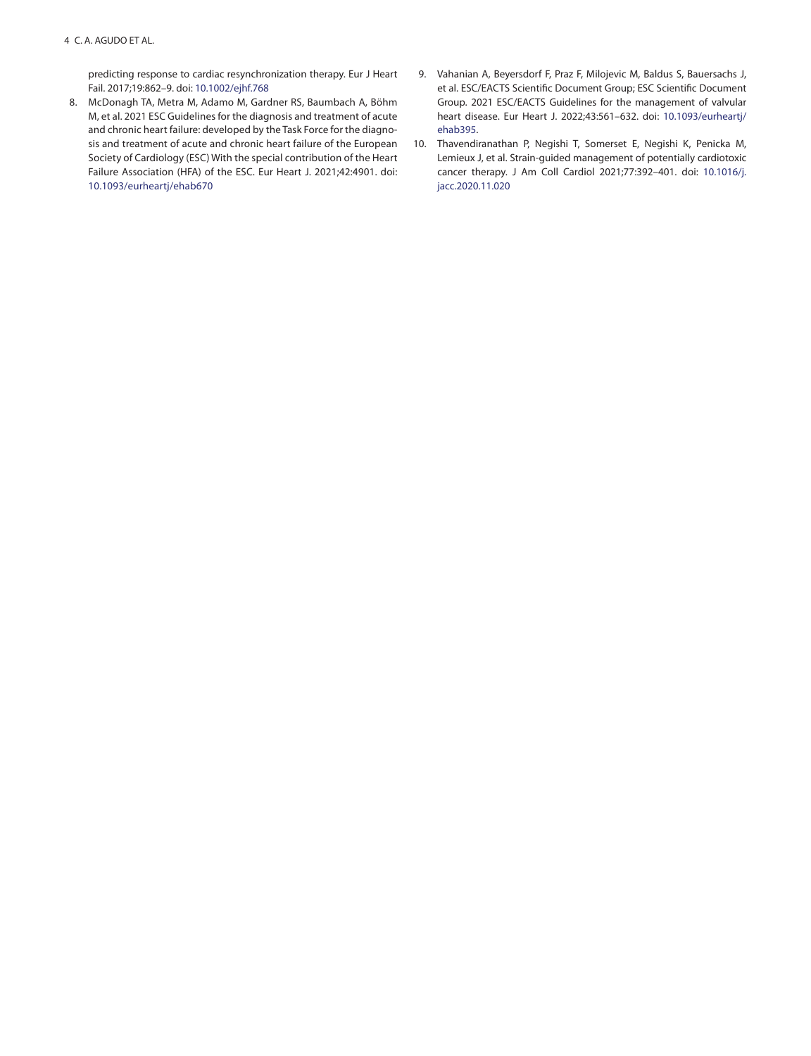predicting response to cardiac resynchronization therapy. Eur J Heart Fail. 2017;19:862–9. doi: 10.1002/ejhf.768

8. McDonagh TA, Metra M, Adamo M, Gardner RS, Baumbach A, Böhm M, et al. 2021 ESC Guidelines for the diagnosis and treatment of acute and chronic heart failure: developed by the Task Force for the diagnosis and treatment of acute and chronic heart failure of the European Society of Cardiology (ESC) With the special contribution of the Heart Failure Association (HFA) of the ESC. Eur Heart J. 2021;42:4901. doi: 10.1093/eurheartj/ehab670
9. Vahanian A, Beyersdorf F, Praz F, Milojevic M, Baldus S, Bauersachs J, et al. ESC/EACTS Scientific Document Group; ESC Scientific Document Group. 2021 ESC/EACTS Guidelines for the management of valvular heart disease. Eur Heart J. 2022;43:561–632. doi: 10.1093/eurheartj/ehab395.
10. Thavendiranathan P, Negishi T, Somerset E, Negishi K, Penicka M, Lemieux J, et al. Strain-guided management of potentially cardiotoxic cancer therapy. J Am Coll Cardiol 2021;77:392–401. doi: 10.1016/j.jacc.2020.11.020